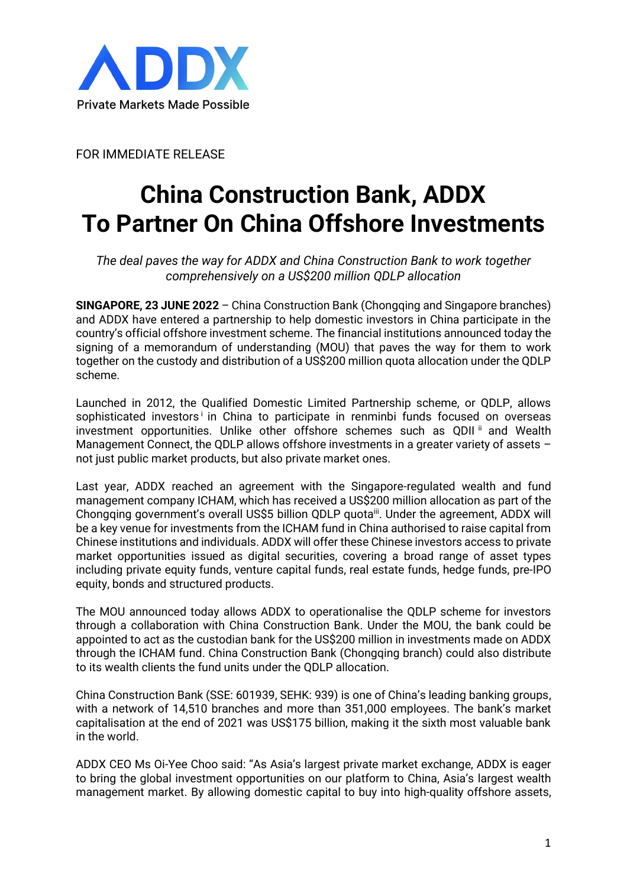ADDX

Private Markets Made Possible

FOR IMMEDIATE RELEASE

# China Construction Bank, ADDX To Partner On China Offshore Investments

*The deal paves the way for ADDX and China Construction Bank to work together comprehensively on a US$200 million QDLP allocation*

**SINGAPORE, 23 JUNE 2022** – China Construction Bank (Chongqing and Singapore branches) and ADDX have entered a partnership to help domestic investors in China participate in the country's official offshore investment scheme. The financial institutions announced today the signing of a memorandum of understanding (MOU) that paves the way for them to work together on the custody and distribution of a US$200 million quota allocation under the QDLP scheme.

Launched in 2012, the Qualified Domestic Limited Partnership scheme, or QDLP, allows sophisticated investors[i] in China to participate in renminbi funds focused on overseas investment opportunities. Unlike other offshore schemes such as QDII[ii] and Wealth Management Connect, the QDLP allows offshore investments in a greater variety of assets – not just public market products, but also private market ones.

Last year, ADDX reached an agreement with the Singapore-regulated wealth and fund management company ICHAM, which has received a US$200 million allocation as part of the Chongqing government's overall US$5 billion QDLP quota[iii]. Under the agreement, ADDX will be a key venue for investments from the ICHAM fund in China authorised to raise capital from Chinese institutions and individuals. ADDX will offer these Chinese investors access to private market opportunities issued as digital securities, covering a broad range of asset types including private equity funds, venture capital funds, real estate funds, hedge funds, pre-IPO equity, bonds and structured products.

The MOU announced today allows ADDX to operationalise the QDLP scheme for investors through a collaboration with China Construction Bank. Under the MOU, the bank could be appointed to act as the custodian bank for the US$200 million in investments made on ADDX through the ICHAM fund. China Construction Bank (Chongqing branch) could also distribute to its wealth clients the fund units under the QDLP allocation.

China Construction Bank (SSE: 601939, SEHK: 939) is one of China's leading banking groups, with a network of 14,510 branches and more than 351,000 employees. The bank's market capitalisation at the end of 2021 was US$175 billion, making it the sixth most valuable bank in the world.

ADDX CEO Ms Oi-Yee Choo said: "As Asia's largest private market exchange, ADDX is eager to bring the global investment opportunities on our platform to China, Asia's largest wealth management market. By allowing domestic capital to buy into high-quality offshore assets,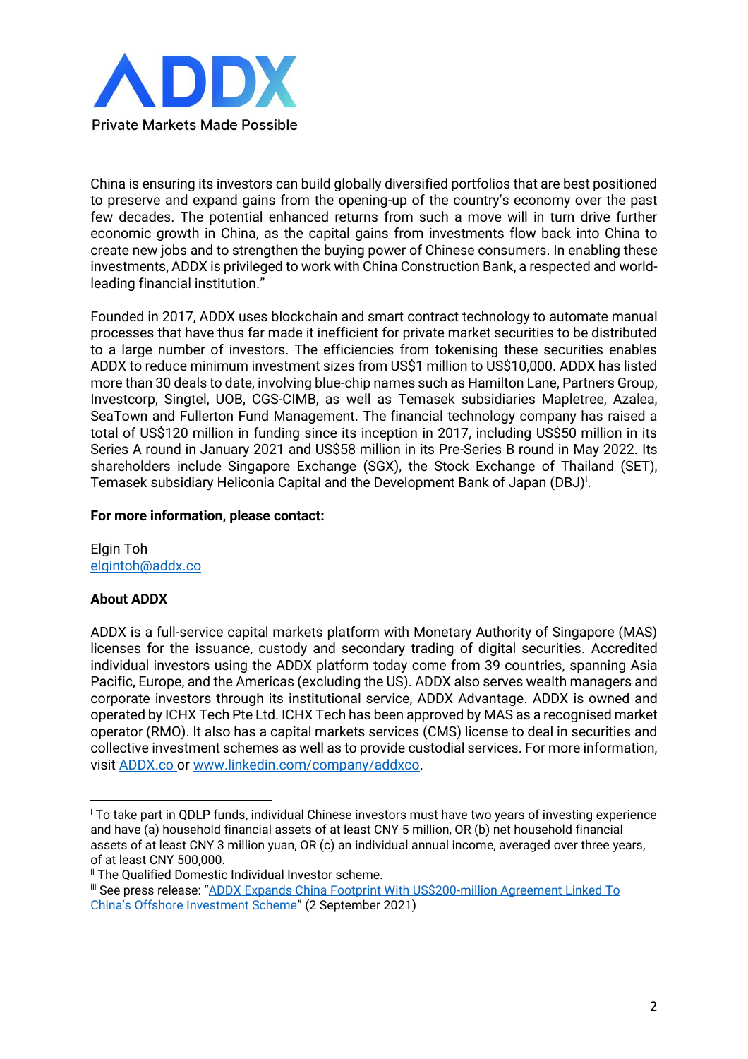China is ensuring its investors can build globally diversified portfolios that are best positioned to preserve and expand gains from the opening-up of the country's economy over the past few decades. The potential enhanced returns from such a move will in turn drive further economic growth in China, as the capital gains from investments flow back into China to create new jobs and to strengthen the buying power of Chinese consumers. In enabling these investments, ADDX is privileged to work with China Construction Bank, a respected and world-leading financial institution."

Founded in 2017, ADDX uses blockchain and smart contract technology to automate manual processes that have thus far made it inefficient for private market securities to be distributed to a large number of investors. The efficiencies from tokenising these securities enables ADDX to reduce minimum investment sizes from US$1 million to US$10,000. ADDX has listed more than 30 deals to date, involving blue-chip names such as Hamilton Lane, Partners Group, Investcorp, Singtel, UOB, CGS-CIMB, as well as Temasek subsidiaries Mapletree, Azalea, SeaTown and Fullerton Fund Management. The financial technology company has raised a total of US$120 million in funding since its inception in 2017, including US$50 million in its Series A round in January 2021 and US$58 million in its Pre-Series B round in May 2022. Its shareholders include Singapore Exchange (SGX), the Stock Exchange of Thailand (SET), Temasek subsidiary Heliconia Capital and the Development Bank of Japan (DBJ)[i].

**For more information, please contact:**

Elgin Toh
elgintoh@addx.co

**About ADDX**

ADDX is a full-service capital markets platform with Monetary Authority of Singapore (MAS) licenses for the issuance, custody and secondary trading of digital securities. Accredited individual investors using the ADDX platform today come from 39 countries, spanning Asia Pacific, Europe, and the Americas (excluding the US). ADDX also serves wealth managers and corporate investors through its institutional service, ADDX Advantage. ADDX is owned and operated by ICHX Tech Pte Ltd. ICHX Tech has been approved by MAS as a recognised market operator (RMO). It also has a capital markets services (CMS) license to deal in securities and collective investment schemes as well as to provide custodial services. For more information, visit ADDX.co or www.linkedin.com/company/addxco.

---

[i] To take part in QDLP funds, individual Chinese investors must have two years of investing experience and have (a) household financial assets of at least CNY 5 million, OR (b) net household financial assets of at least CNY 3 million yuan, OR (c) an individual annual income, averaged over three years, of at least CNY 500,000.

[ii] The Qualified Domestic Individual Investor scheme.

[iii] See press release: "ADDX Expands China Footprint With US$200-million Agreement Linked To China's Offshore Investment Scheme" (2 September 2021)